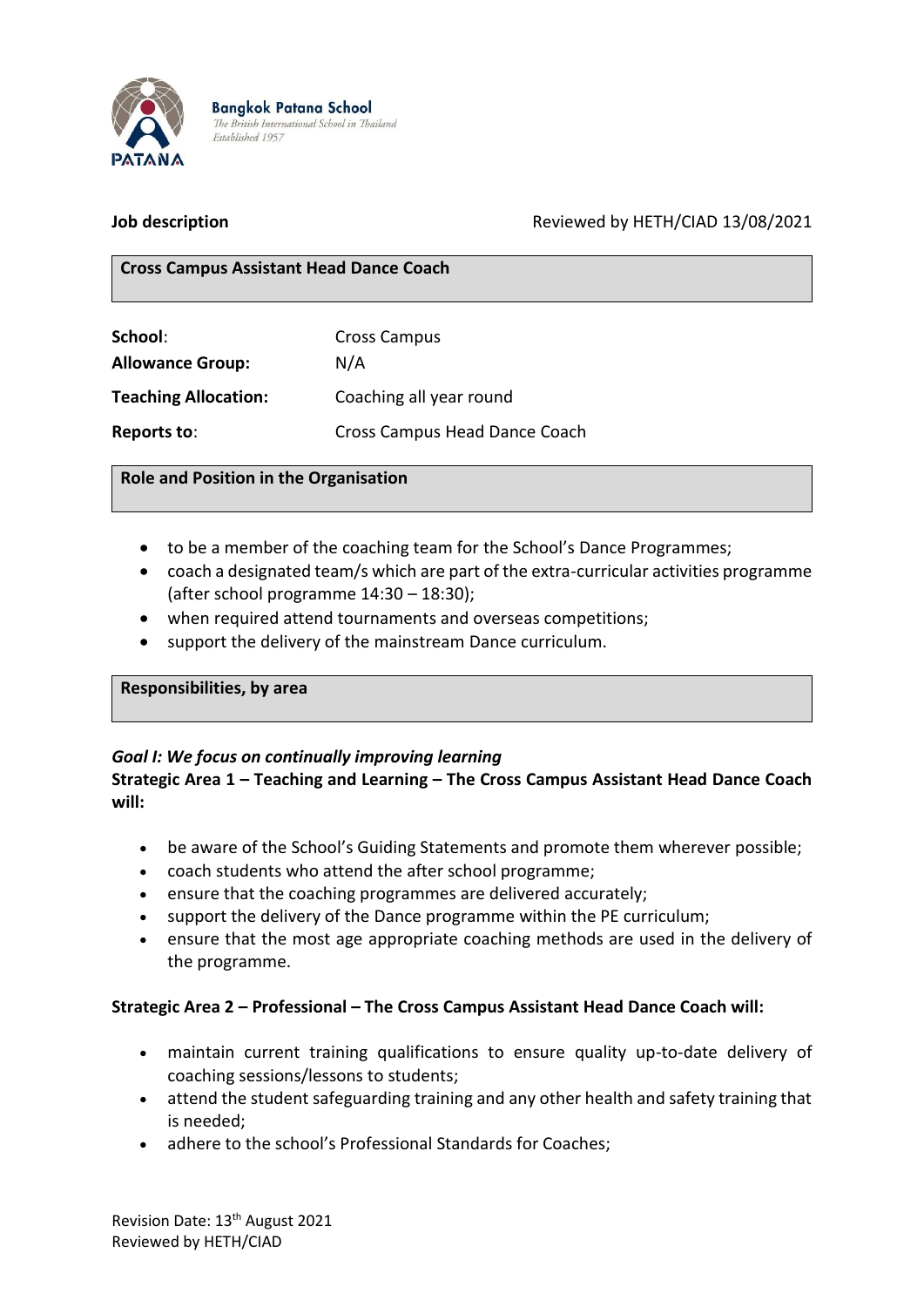**Bangkok Patana School**
*The British International School in Thailand*
*Established 1957*

**Job description** Reviewed by HETH/CIAD 13/08/2021

## Cross Campus Assistant Head Dance Coach

| | |
|---|---|
| **School**: | Cross Campus |
| **Allowance Group:** | N/A |
| **Teaching Allocation:** | Coaching all year round |
| **Reports to**: | Cross Campus Head Dance Coach |

## Role and Position in the Organisation

- to be a member of the coaching team for the School's Dance Programmes;
- coach a designated team/s which are part of the extra-curricular activities programme (after school programme 14:30 – 18:30);
- when required attend tournaments and overseas competitions;
- support the delivery of the mainstream Dance curriculum.

## Responsibilities, by area

***Goal I: We focus on continually improving learning***

**Strategic Area 1 – Teaching and Learning – The Cross Campus Assistant Head Dance Coach will:**

- be aware of the School's Guiding Statements and promote them wherever possible;
- coach students who attend the after school programme;
- ensure that the coaching programmes are delivered accurately;
- support the delivery of the Dance programme within the PE curriculum;
- ensure that the most age appropriate coaching methods are used in the delivery of the programme.

**Strategic Area 2 – Professional – The Cross Campus Assistant Head Dance Coach will:**

- maintain current training qualifications to ensure quality up-to-date delivery of coaching sessions/lessons to students;
- attend the student safeguarding training and any other health and safety training that is needed;
- adhere to the school's Professional Standards for Coaches;

Revision Date: 13th August 2021
Reviewed by HETH/CIAD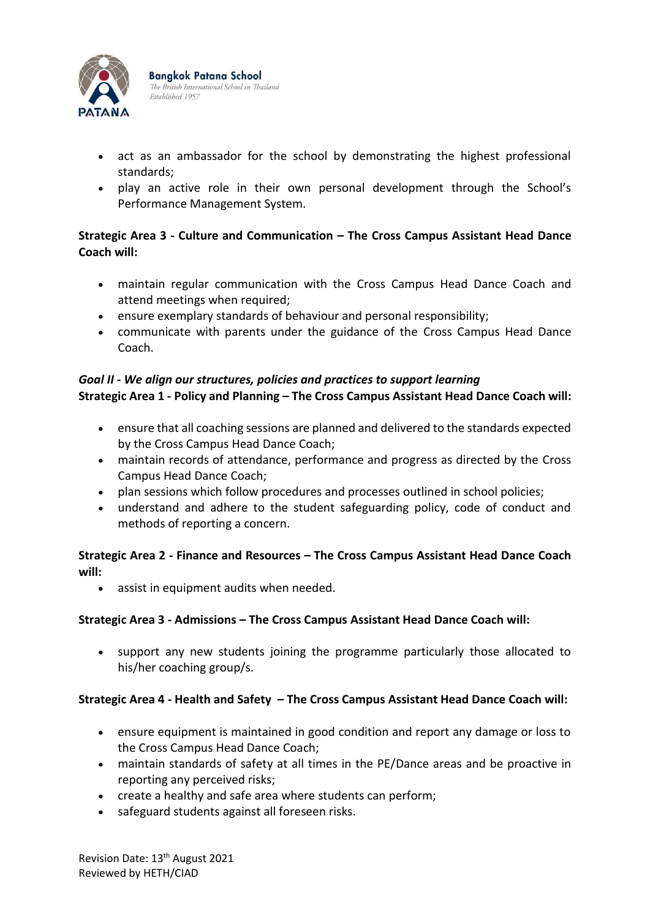- act as an ambassador for the school by demonstrating the highest professional standards;
- play an active role in their own personal development through the School's Performance Management System.

**Strategic Area 3 - Culture and Communication – The Cross Campus Assistant Head Dance Coach will:**

- maintain regular communication with the Cross Campus Head Dance Coach and attend meetings when required;
- ensure exemplary standards of behaviour and personal responsibility;
- communicate with parents under the guidance of the Cross Campus Head Dance Coach.

***Goal II - We align our structures, policies and practices to support learning***
**Strategic Area 1 - Policy and Planning – The Cross Campus Assistant Head Dance Coach will:**

- ensure that all coaching sessions are planned and delivered to the standards expected by the Cross Campus Head Dance Coach;
- maintain records of attendance, performance and progress as directed by the Cross Campus Head Dance Coach;
- plan sessions which follow procedures and processes outlined in school policies;
- understand and adhere to the student safeguarding policy, code of conduct and methods of reporting a concern.

**Strategic Area 2 - Finance and Resources – The Cross Campus Assistant Head Dance Coach will:**

- assist in equipment audits when needed.

**Strategic Area 3 - Admissions – The Cross Campus Assistant Head Dance Coach will:**

- support any new students joining the programme particularly those allocated to his/her coaching group/s.

**Strategic Area 4 - Health and Safety – The Cross Campus Assistant Head Dance Coach will:**

- ensure equipment is maintained in good condition and report any damage or loss to the Cross Campus Head Dance Coach;
- maintain standards of safety at all times in the PE/Dance areas and be proactive in reporting any perceived risks;
- create a healthy and safe area where students can perform;
- safeguard students against all foreseen risks.

Revision Date: 13th August 2021
Reviewed by HETH/CIAD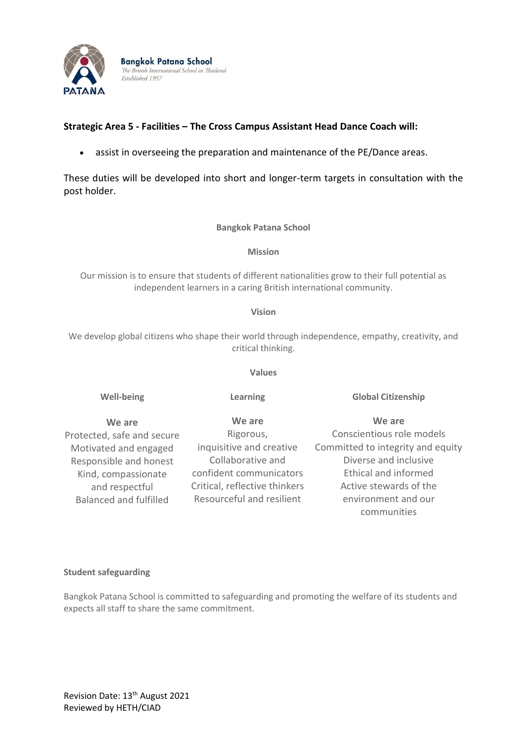**Strategic Area 5 - Facilities – The Cross Campus Assistant Head Dance Coach will:**

- assist in overseeing the preparation and maintenance of the PE/Dance areas.

These duties will be developed into short and longer-term targets in consultation with the post holder.

**Bangkok Patana School**

**Mission**

Our mission is to ensure that students of different nationalities grow to their full potential as independent learners in a caring British international community.

**Vision**

We develop global citizens who shape their world through independence, empathy, creativity, and critical thinking.

**Values**

| Well-being | Learning | Global Citizenship |
| --- | --- | --- |
| **We are** | **We are** | **We are** |
| Protected, safe and secure | Rigorous, inquisitive and creative | Conscientious role models |
| Motivated and engaged | Collaborative and confident communicators | Committed to integrity and equity |
| Responsible and honest | Critical, reflective thinkers | Diverse and inclusive |
| Kind, compassionate and respectful | Resourceful and resilient | Ethical and informed |
| Balanced and fulfilled | | Active stewards of the environment and our communities |

**Student safeguarding**

Bangkok Patana School is committed to safeguarding and promoting the welfare of its students and expects all staff to share the same commitment.

Revision Date: 13th August 2021
Reviewed by HETH/CIAD